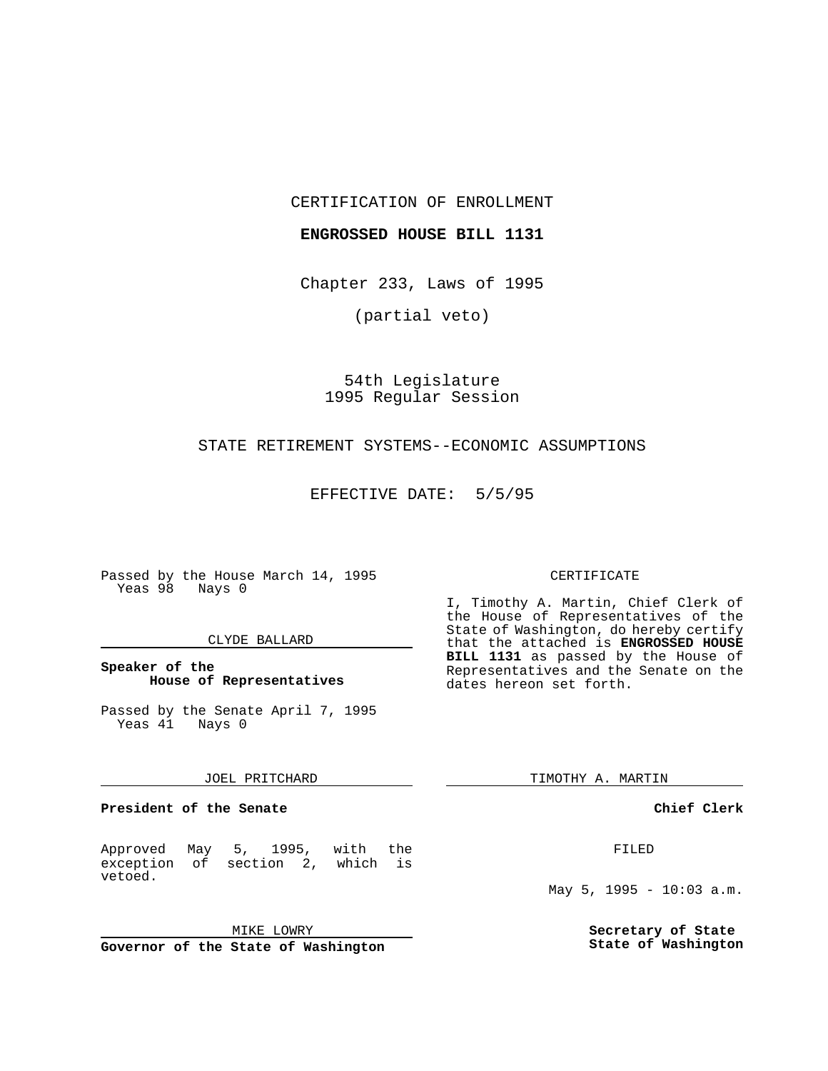CERTIFICATION OF ENROLLMENT

**ENGROSSED HOUSE BILL 1131**

Chapter 233, Laws of 1995

(partial veto)

54th Legislature
1995 Regular Session

STATE RETIREMENT SYSTEMS--ECONOMIC ASSUMPTIONS

EFFECTIVE DATE: 5/5/95

Passed by the House March 14, 1995
Yeas 98 Nays 0

CLYDE BALLARD

**Speaker of the House of Representatives**

Passed by the Senate April 7, 1995
Yeas 41 Nays 0

JOEL PRITCHARD

**President of the Senate**

Approved May 5, 1995, with the exception of section 2, which is vetoed.

MIKE LOWRY

**Governor of the State of Washington**

CERTIFICATE

I, Timothy A. Martin, Chief Clerk of the House of Representatives of the State of Washington, do hereby certify that the attached is **ENGROSSED HOUSE BILL 1131** as passed by the House of Representatives and the Senate on the dates hereon set forth.

TIMOTHY A. MARTIN

**Chief Clerk**

FILED

May 5, 1995 - 10:03 a.m.

**Secretary of State**
**State of Washington**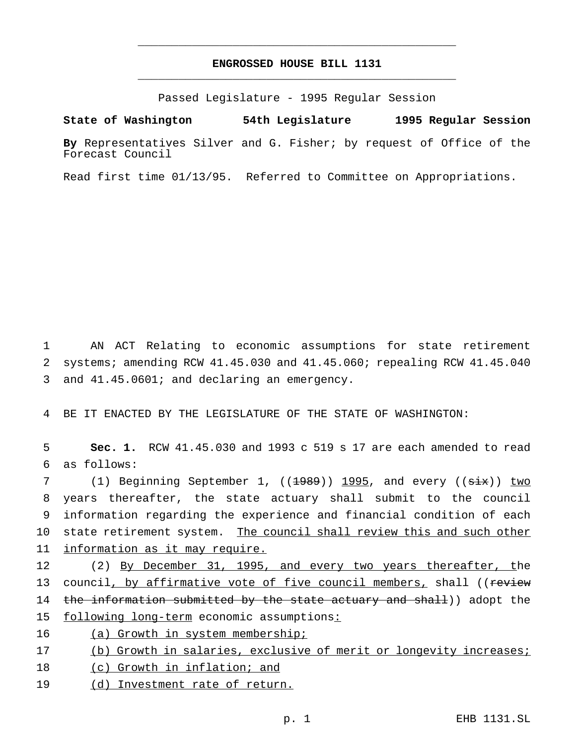# ENGROSSED HOUSE BILL 1131

Passed Legislature - 1995 Regular Session

**State of Washington 54th Legislature 1995 Regular Session**

**By** Representatives Silver and G. Fisher; by request of Office of the Forecast Council

Read first time 01/13/95. Referred to Committee on Appropriations.

1 AN ACT Relating to economic assumptions for state retirement
2 systems; amending RCW 41.45.030 and 41.45.060; repealing RCW 41.45.040
3 and 41.45.0601; and declaring an emergency.

4 BE IT ENACTED BY THE LEGISLATURE OF THE STATE OF WASHINGTON:

5 **Sec. 1.** RCW 41.45.030 and 1993 c 519 s 17 are each amended to read
6 as follows:
7 (1) Beginning September 1, ((~~1989~~)) 1995, and every ((~~six~~)) two
8 years thereafter, the state actuary shall submit to the council
9 information regarding the experience and financial condition of each
10 state retirement system. The council shall review this and such other
11 information as it may require.
12 (2) By December 31, 1995, and every two years thereafter, the
13 council, by affirmative vote of five council members, shall ((~~review~~
14 ~~the information submitted by the state actuary and shall~~)) adopt the
15 following long-term economic assumptions:
16 (a) Growth in system membership;
17 (b) Growth in salaries, exclusive of merit or longevity increases;
18 (c) Growth in inflation; and
19 (d) Investment rate of return.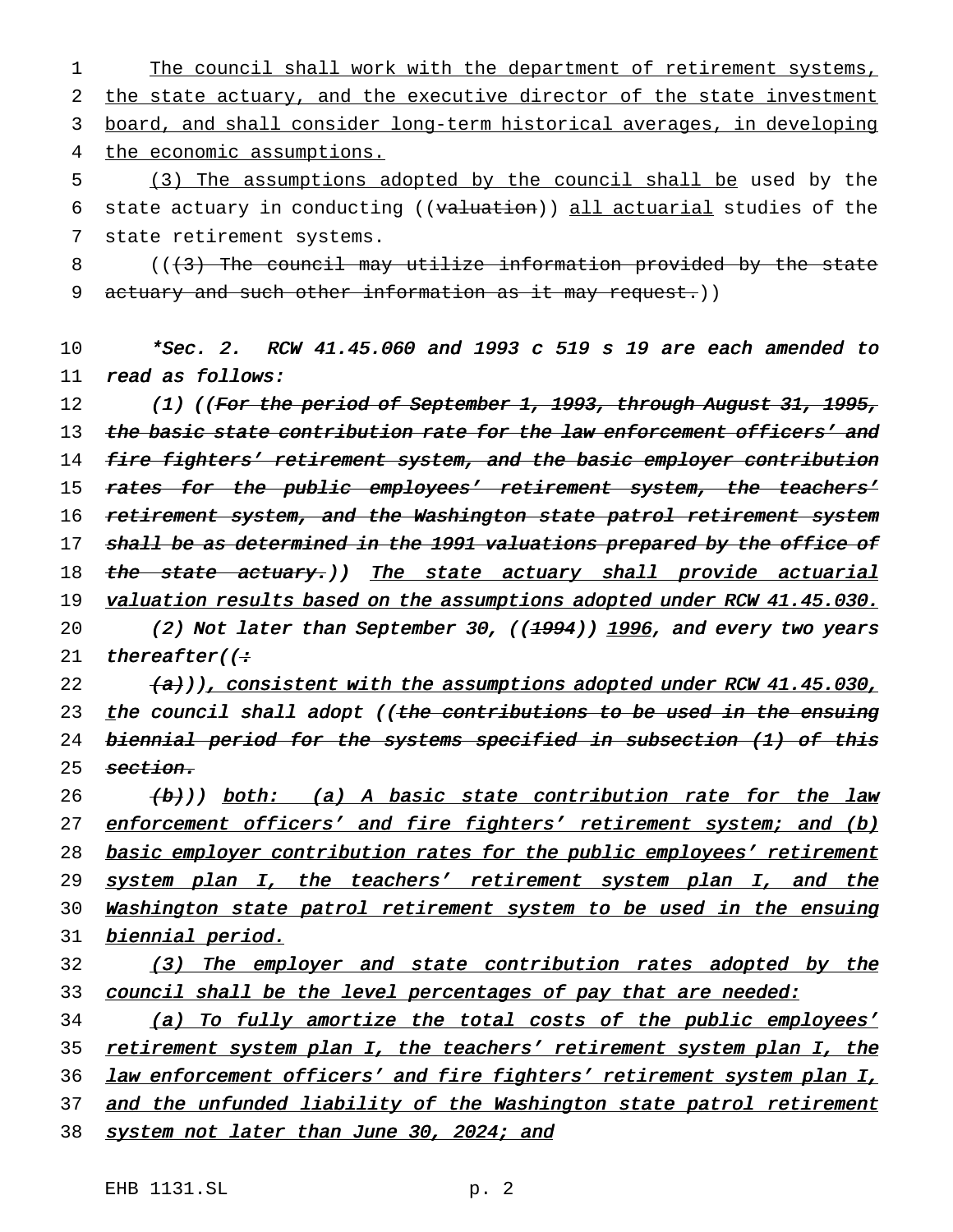The council shall work with the department of retirement systems, the state actuary, and the executive director of the state investment board, and shall consider long-term historical averages, in developing the economic assumptions.

(3) The assumptions adopted by the council shall be used by the state actuary in conducting ((valuation)) all actuarial studies of the state retirement systems.

(((3) The council may utilize information provided by the state actuary and such other information as it may request.))

*\*Sec. 2. RCW 41.45.060 and 1993 c 519 s 19 are each amended to read as follows:*

*(1) ((For the period of September 1, 1993, through August 31, 1995, the basic state contribution rate for the law enforcement officers' and fire fighters' retirement system, and the basic employer contribution rates for the public employees' retirement system, the teachers' retirement system, and the Washington state patrol retirement system shall be as determined in the 1991 valuations prepared by the office of the state actuary.)) The state actuary shall provide actuarial valuation results based on the assumptions adopted under RCW 41.45.030.*

*(2) Not later than September 30, ((1994)) 1996, and every two years thereafter((:*

*(a))), consistent with the assumptions adopted under RCW 41.45.030, the council shall adopt ((the contributions to be used in the ensuing biennial period for the systems specified in subsection (1) of this section.*

*(b))) both: (a) A basic state contribution rate for the law enforcement officers' and fire fighters' retirement system; and (b) basic employer contribution rates for the public employees' retirement system plan I, the teachers' retirement system plan I, and the Washington state patrol retirement system to be used in the ensuing biennial period.*

*(3) The employer and state contribution rates adopted by the council shall be the level percentages of pay that are needed:*

*(a) To fully amortize the total costs of the public employees' retirement system plan I, the teachers' retirement system plan I, the law enforcement officers' and fire fighters' retirement system plan I, and the unfunded liability of the Washington state patrol retirement system not later than June 30, 2024; and*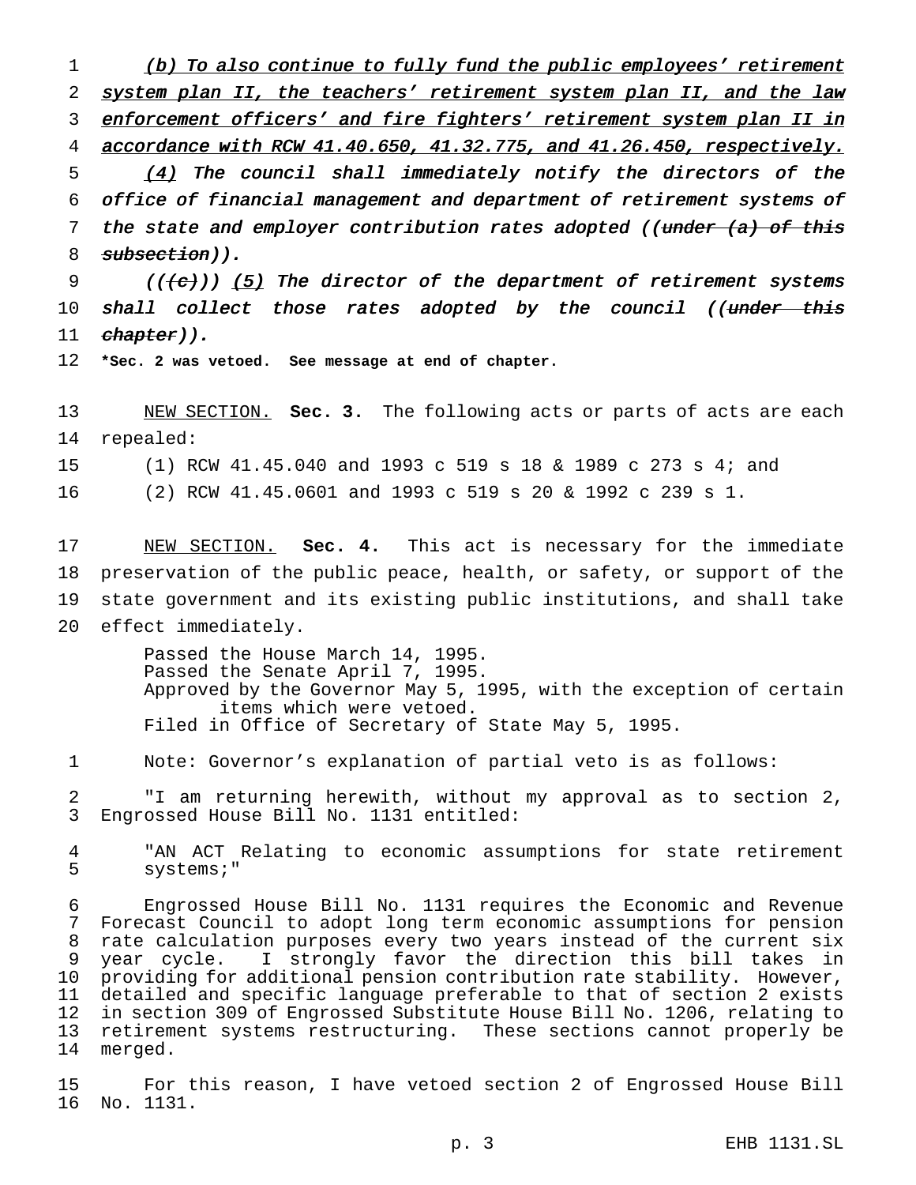<u>*(b) To also continue to fully fund the public employees' retirement system plan II, the teachers' retirement system plan II, and the law enforcement officers' and fire fighters' retirement system plan II in accordance with RCW 41.40.650, 41.32.775, and 41.26.450, respectively.*</u>

*<u>(4)</u> The council shall immediately notify the directors of the office of financial management and department of retirement systems of the state and employer contribution rates adopted ((~~under (a) of this subsection~~)).*

*((~~(c)~~)) <u>(5)</u> The director of the department of retirement systems shall collect those rates adopted by the council ((~~under this chapter~~)).*

**\*Sec. 2 was vetoed. See message at end of chapter.**

<u>NEW SECTION.</u> **Sec. 3.** The following acts or parts of acts are each repealed:

(1) RCW 41.45.040 and 1993 c 519 s 18 & 1989 c 273 s 4; and

(2) RCW 41.45.0601 and 1993 c 519 s 20 & 1992 c 239 s 1.

<u>NEW SECTION.</u> **Sec. 4.** This act is necessary for the immediate preservation of the public peace, health, or safety, or support of the state government and its existing public institutions, and shall take effect immediately.

Passed the House March 14, 1995.
Passed the Senate April 7, 1995.
Approved by the Governor May 5, 1995, with the exception of certain items which were vetoed.
Filed in Office of Secretary of State May 5, 1995.

Note: Governor's explanation of partial veto is as follows:

"I am returning herewith, without my approval as to section 2, Engrossed House Bill No. 1131 entitled:

"AN ACT Relating to economic assumptions for state retirement systems;"

Engrossed House Bill No. 1131 requires the Economic and Revenue Forecast Council to adopt long term economic assumptions for pension rate calculation purposes every two years instead of the current six year cycle. I strongly favor the direction this bill takes in providing for additional pension contribution rate stability. However, detailed and specific language preferable to that of section 2 exists in section 309 of Engrossed Substitute House Bill No. 1206, relating to retirement systems restructuring. These sections cannot properly be merged.

For this reason, I have vetoed section 2 of Engrossed House Bill No. 1131.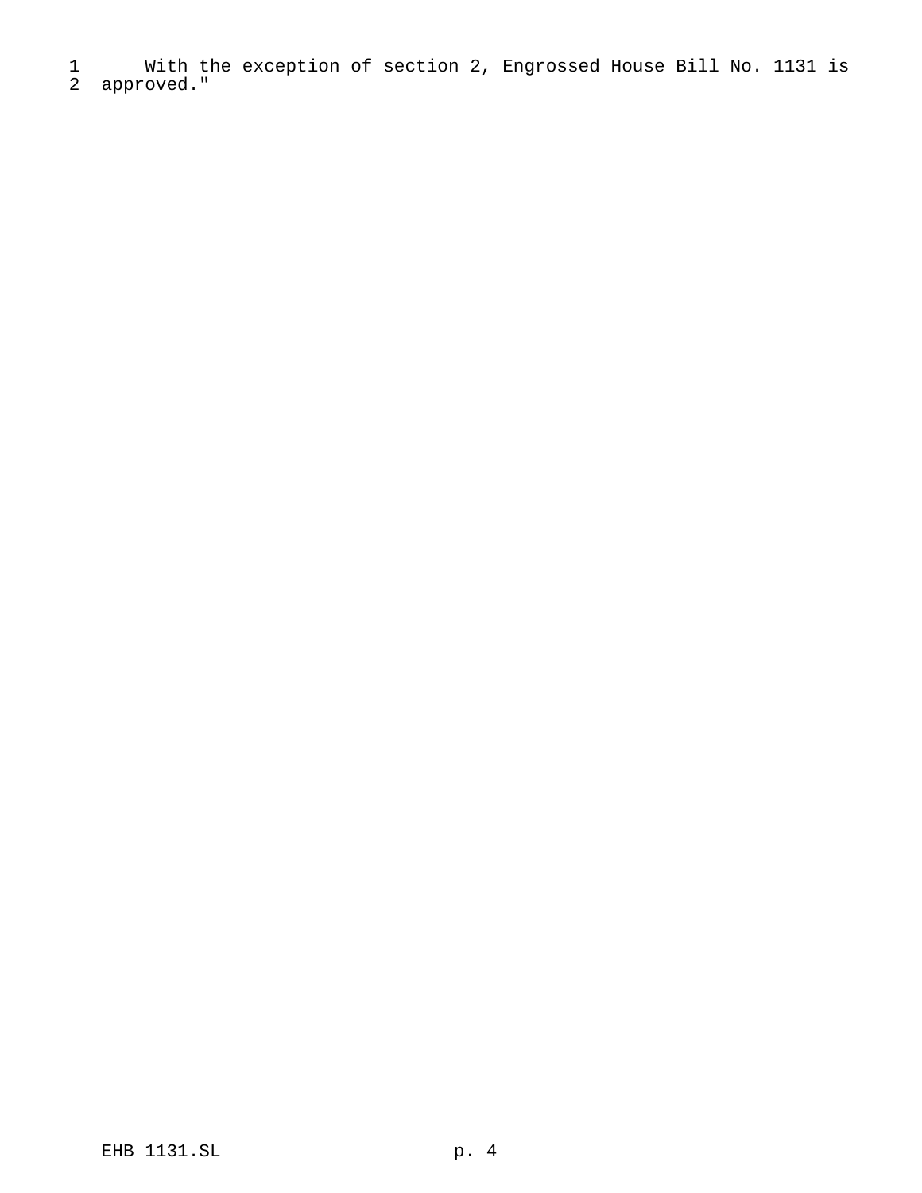With the exception of section 2, Engrossed House Bill No. 1131 is approved."